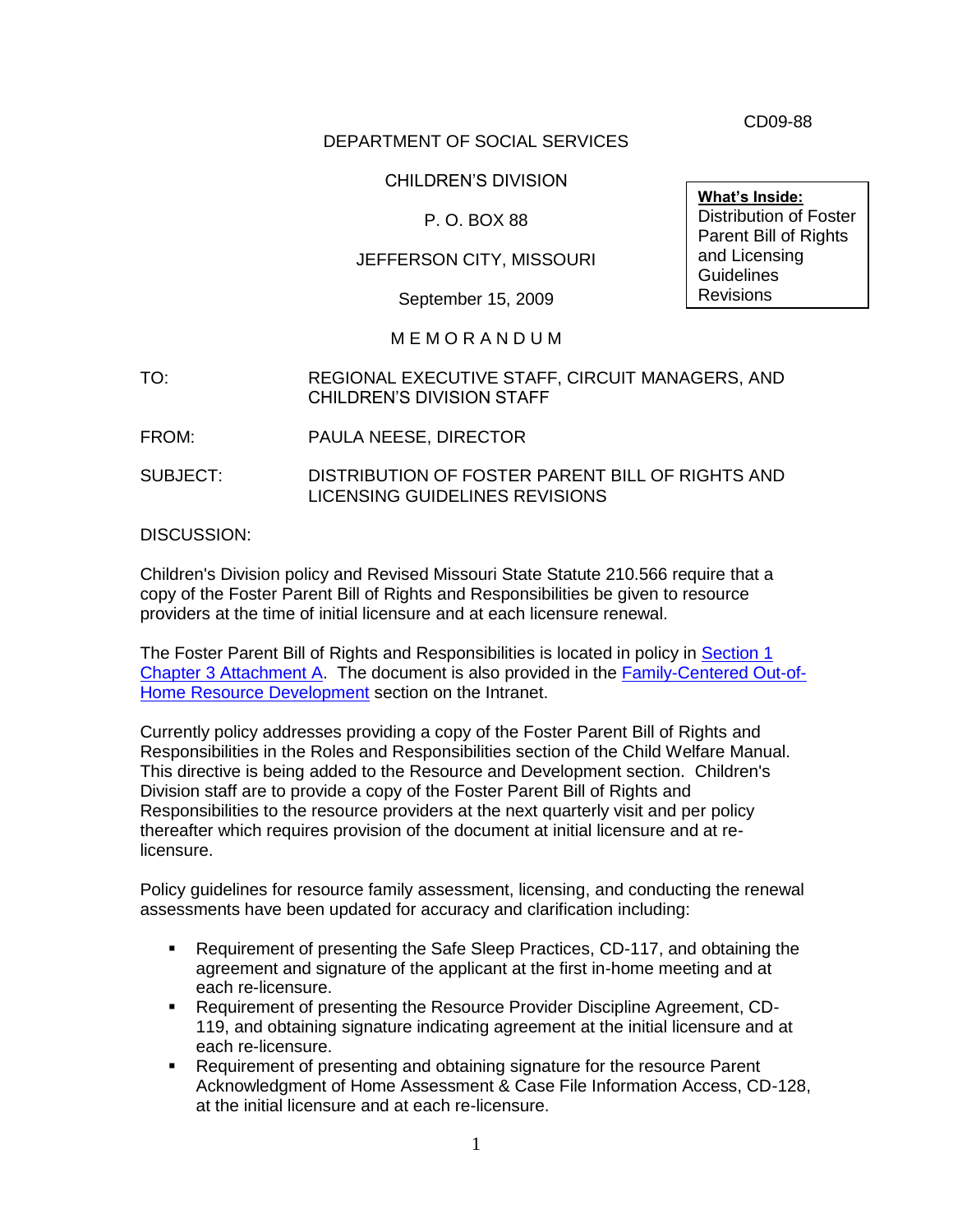CD09-88

DEPARTMENT OF SOCIAL SERVICES

CHILDREN'S DIVISION

P. O. BOX 88

JEFFERSON CITY, MISSOURI

September 15, 2009

**What's Inside:**
Distribution of Foster Parent Bill of Rights and Licensing Guidelines Revisions

M E M O R A N D U M

TO: REGIONAL EXECUTIVE STAFF, CIRCUIT MANAGERS, AND CHILDREN'S DIVISION STAFF

FROM: PAULA NEESE, DIRECTOR

SUBJECT: DISTRIBUTION OF FOSTER PARENT BILL OF RIGHTS AND LICENSING GUIDELINES REVISIONS

DISCUSSION:

Children's Division policy and Revised Missouri State Statute 210.566 require that a copy of the Foster Parent Bill of Rights and Responsibilities be given to resource providers at the time of initial licensure and at each licensure renewal.

The Foster Parent Bill of Rights and Responsibilities is located in policy in Section 1 Chapter 3 Attachment A. The document is also provided in the Family-Centered Out-of-Home Resource Development section on the Intranet.

Currently policy addresses providing a copy of the Foster Parent Bill of Rights and Responsibilities in the Roles and Responsibilities section of the Child Welfare Manual. This directive is being added to the Resource and Development section. Children's Division staff are to provide a copy of the Foster Parent Bill of Rights and Responsibilities to the resource providers at the next quarterly visit and per policy thereafter which requires provision of the document at initial licensure and at re-licensure.

Policy guidelines for resource family assessment, licensing, and conducting the renewal assessments have been updated for accuracy and clarification including:

- Requirement of presenting the Safe Sleep Practices, CD-117, and obtaining the agreement and signature of the applicant at the first in-home meeting and at each re-licensure.
- Requirement of presenting the Resource Provider Discipline Agreement, CD-119, and obtaining signature indicating agreement at the initial licensure and at each re-licensure.
- Requirement of presenting and obtaining signature for the resource Parent Acknowledgment of Home Assessment & Case File Information Access, CD-128, at the initial licensure and at each re-licensure.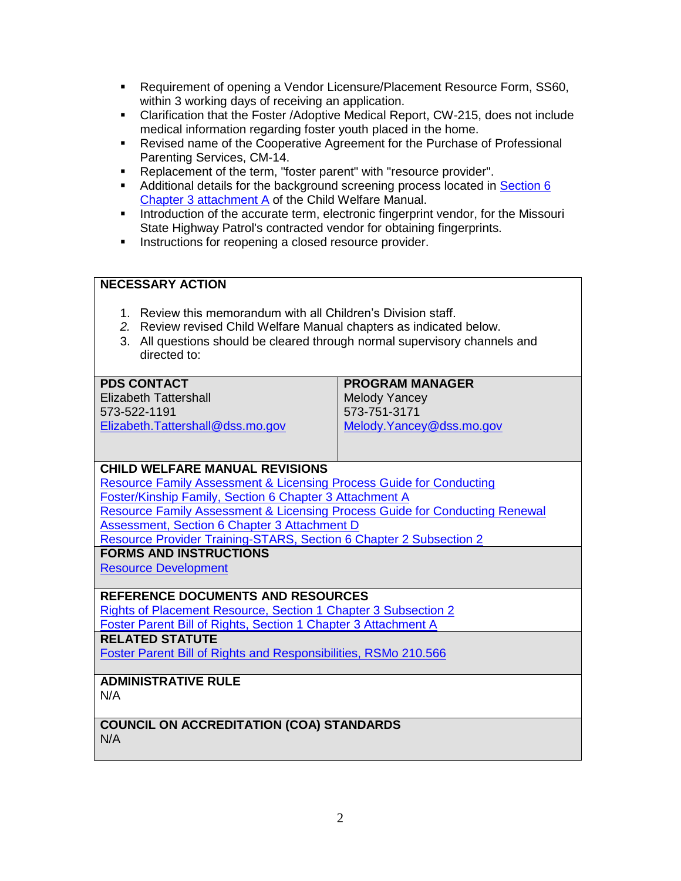- Requirement of opening a Vendor Licensure/Placement Resource Form, SS60, within 3 working days of receiving an application.
- Clarification that the Foster /Adoptive Medical Report, CW-215, does not include medical information regarding foster youth placed in the home.
- Revised name of the Cooperative Agreement for the Purchase of Professional Parenting Services, CM-14.
- Replacement of the term, "foster parent" with "resource provider".
- Additional details for the background screening process located in Section 6 Chapter 3 attachment A of the Child Welfare Manual.
- Introduction of the accurate term, electronic fingerprint vendor, for the Missouri State Highway Patrol's contracted vendor for obtaining fingerprints.
- Instructions for reopening a closed resource provider.

**NECESSARY ACTION**

1. Review this memorandum with all Children's Division staff.
2. *Review revised Child Welfare Manual chapters as indicated below.*
3. All questions should be cleared through normal supervisory channels and directed to:

| PDS CONTACT | PROGRAM MANAGER |
| --- | --- |
| Elizabeth Tattershall<br>573-522-1191<br>Elizabeth.Tattershall@dss.mo.gov | Melody Yancey<br>573-751-3171<br>Melody.Yancey@dss.mo.gov |

**CHILD WELFARE MANUAL REVISIONS**

Resource Family Assessment & Licensing Process Guide for Conducting Foster/Kinship Family, Section 6 Chapter 3 Attachment A

Resource Family Assessment & Licensing Process Guide for Conducting Renewal Assessment, Section 6 Chapter 3 Attachment D

Resource Provider Training-STARS, Section 6 Chapter 2 Subsection 2

**FORMS AND INSTRUCTIONS**

Resource Development

**REFERENCE DOCUMENTS AND RESOURCES**

Rights of Placement Resource, Section 1 Chapter 3 Subsection 2

Foster Parent Bill of Rights, Section 1 Chapter 3 Attachment A

**RELATED STATUTE**

Foster Parent Bill of Rights and Responsibilities, RSMo 210.566

**ADMINISTRATIVE RULE**

N/A

**COUNCIL ON ACCREDITATION (COA) STANDARDS**

N/A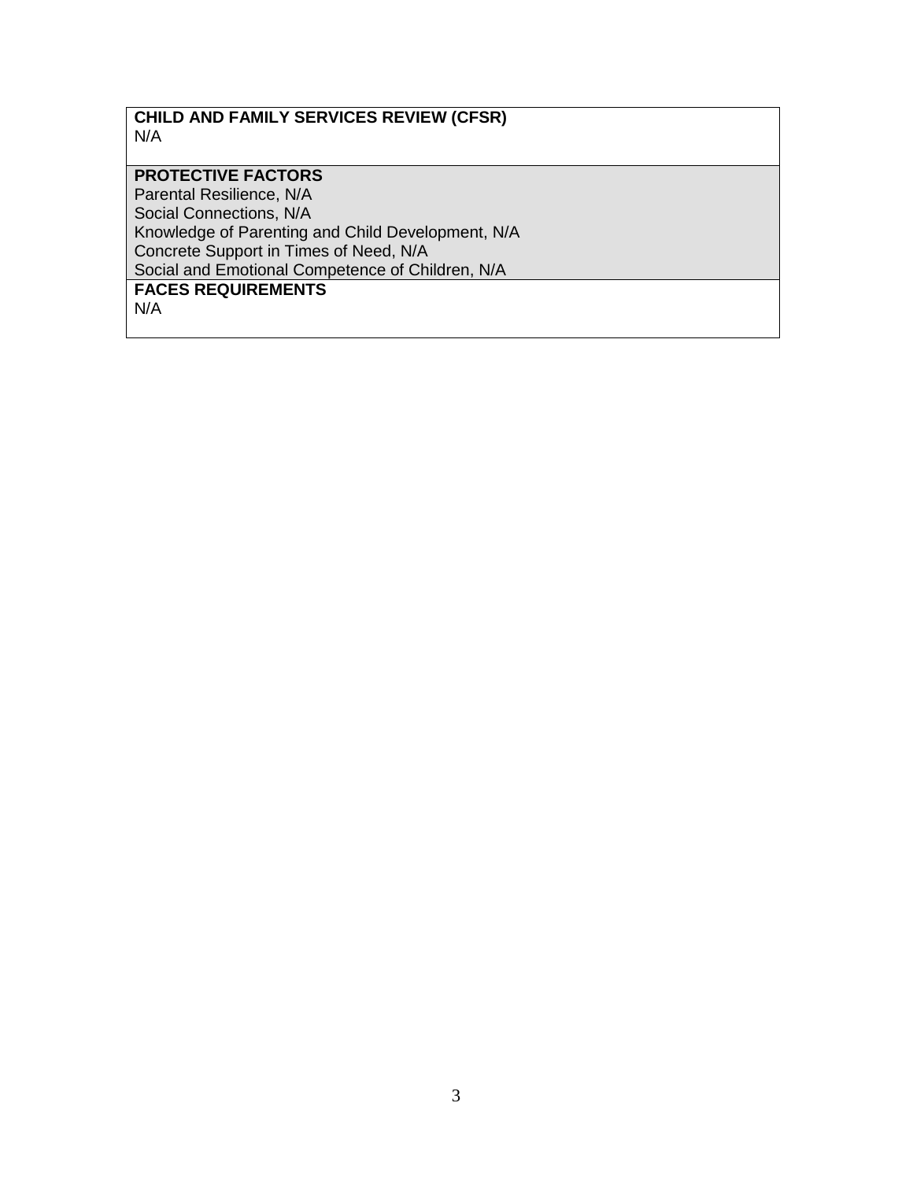**CHILD AND FAMILY SERVICES REVIEW (CFSR)**
N/A

**PROTECTIVE FACTORS**
Parental Resilience, N/A
Social Connections, N/A
Knowledge of Parenting and Child Development, N/A
Concrete Support in Times of Need, N/A
Social and Emotional Competence of Children, N/A

**FACES REQUIREMENTS**
N/A